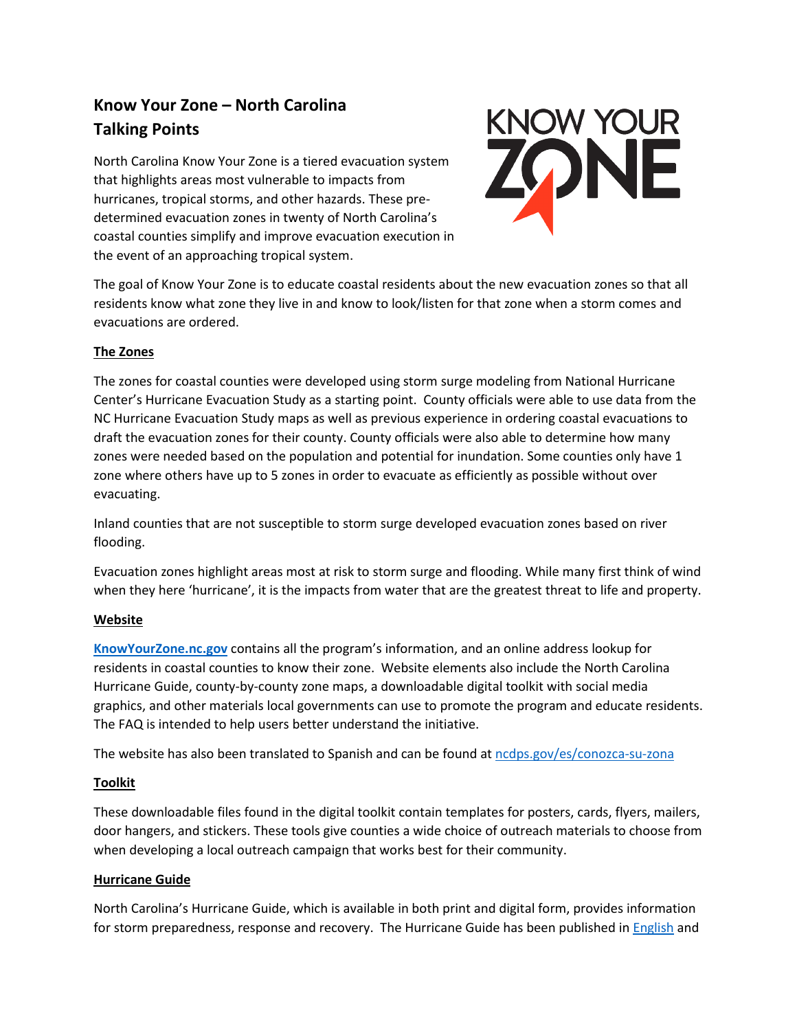# Know Your Zone – North Carolina
# Talking Points

North Carolina Know Your Zone is a tiered evacuation system that highlights areas most vulnerable to impacts from hurricanes, tropical storms, and other hazards. These pre-determined evacuation zones in twenty of North Carolina's coastal counties simplify and improve evacuation execution in the event of an approaching tropical system.

The goal of Know Your Zone is to educate coastal residents about the new evacuation zones so that all residents know what zone they live in and know to look/listen for that zone when a storm comes and evacuations are ordered.

## The Zones

The zones for coastal counties were developed using storm surge modeling from National Hurricane Center's Hurricane Evacuation Study as a starting point. County officials were able to use data from the NC Hurricane Evacuation Study maps as well as previous experience in ordering coastal evacuations to draft the evacuation zones for their county. County officials were also able to determine how many zones were needed based on the population and potential for inundation. Some counties only have 1 zone where others have up to 5 zones in order to evacuate as efficiently as possible without over evacuating.

Inland counties that are not susceptible to storm surge developed evacuation zones based on river flooding.

Evacuation zones highlight areas most at risk to storm surge and flooding. While many first think of wind when they here 'hurricane', it is the impacts from water that are the greatest threat to life and property.

## Website

**[KnowYourZone.nc.gov](KnowYourZone.nc.gov)** contains all the program's information, and an online address lookup for residents in coastal counties to know their zone. Website elements also include the North Carolina Hurricane Guide, county-by-county zone maps, a downloadable digital toolkit with social media graphics, and other materials local governments can use to promote the program and educate residents. The FAQ is intended to help users better understand the initiative.

The website has also been translated to Spanish and can be found at [ncdps.gov/es/conozca-su-zona](ncdps.gov/es/conozca-su-zona)

## Toolkit

These downloadable files found in the digital toolkit contain templates for posters, cards, flyers, mailers, door hangers, and stickers. These tools give counties a wide choice of outreach materials to choose from when developing a local outreach campaign that works best for their community.

## Hurricane Guide

North Carolina's Hurricane Guide, which is available in both print and digital form, provides information for storm preparedness, response and recovery. The Hurricane Guide has been published in English and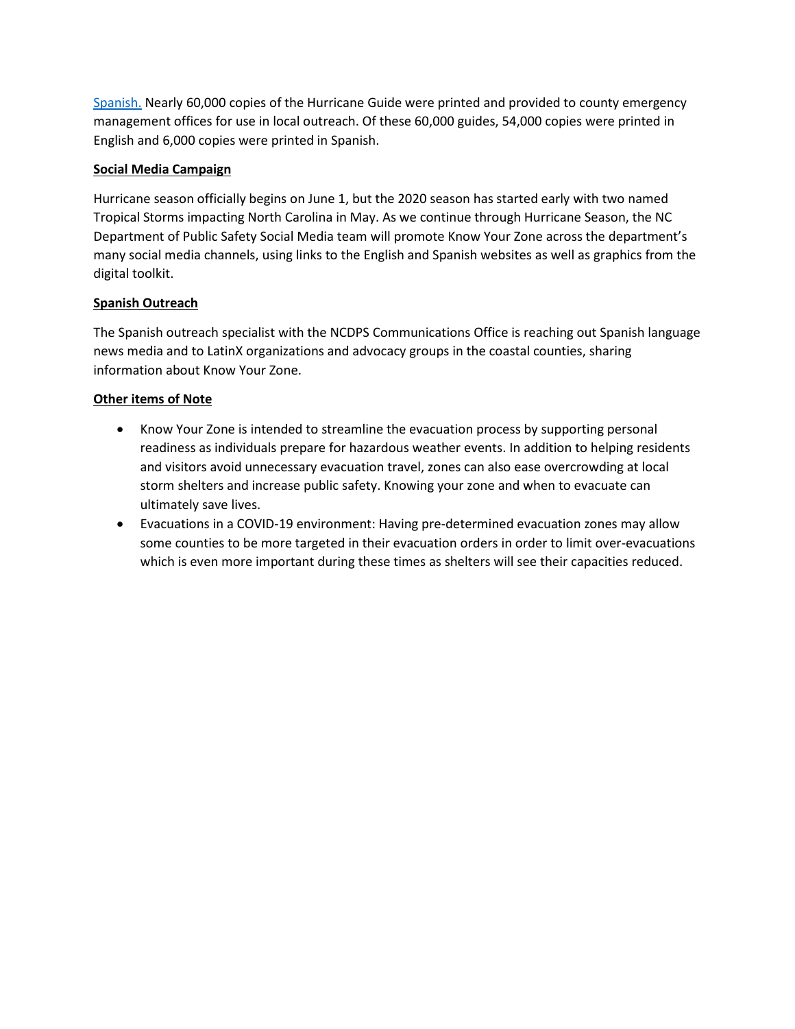Spanish. Nearly 60,000 copies of the Hurricane Guide were printed and provided to county emergency management offices for use in local outreach. Of these 60,000 guides, 54,000 copies were printed in English and 6,000 copies were printed in Spanish.

**Social Media Campaign**

Hurricane season officially begins on June 1, but the 2020 season has started early with two named Tropical Storms impacting North Carolina in May. As we continue through Hurricane Season, the NC Department of Public Safety Social Media team will promote Know Your Zone across the department's many social media channels, using links to the English and Spanish websites as well as graphics from the digital toolkit.

**Spanish Outreach**

The Spanish outreach specialist with the NCDPS Communications Office is reaching out Spanish language news media and to LatinX organizations and advocacy groups in the coastal counties, sharing information about Know Your Zone.

**Other items of Note**

- Know Your Zone is intended to streamline the evacuation process by supporting personal readiness as individuals prepare for hazardous weather events. In addition to helping residents and visitors avoid unnecessary evacuation travel, zones can also ease overcrowding at local storm shelters and increase public safety. Knowing your zone and when to evacuate can ultimately save lives.
- Evacuations in a COVID-19 environment: Having pre-determined evacuation zones may allow some counties to be more targeted in their evacuation orders in order to limit over-evacuations which is even more important during these times as shelters will see their capacities reduced.